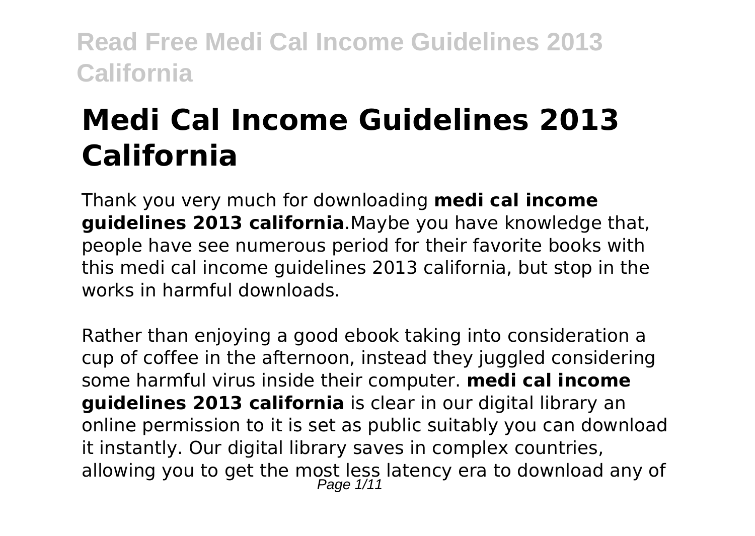# Medi Cal Income Guidelines 2013 California

Thank you very much for downloading **medi cal income guidelines 2013 california**.Maybe you have knowledge that, people have see numerous period for their favorite books with this medi cal income guidelines 2013 california, but stop in the works in harmful downloads.

Rather than enjoying a good ebook taking into consideration a cup of coffee in the afternoon, instead they juggled considering some harmful virus inside their computer. **medi cal income guidelines 2013 california** is clear in our digital library an online permission to it is set as public suitably you can download it instantly. Our digital library saves in complex countries, allowing you to get the most less latency era to download any of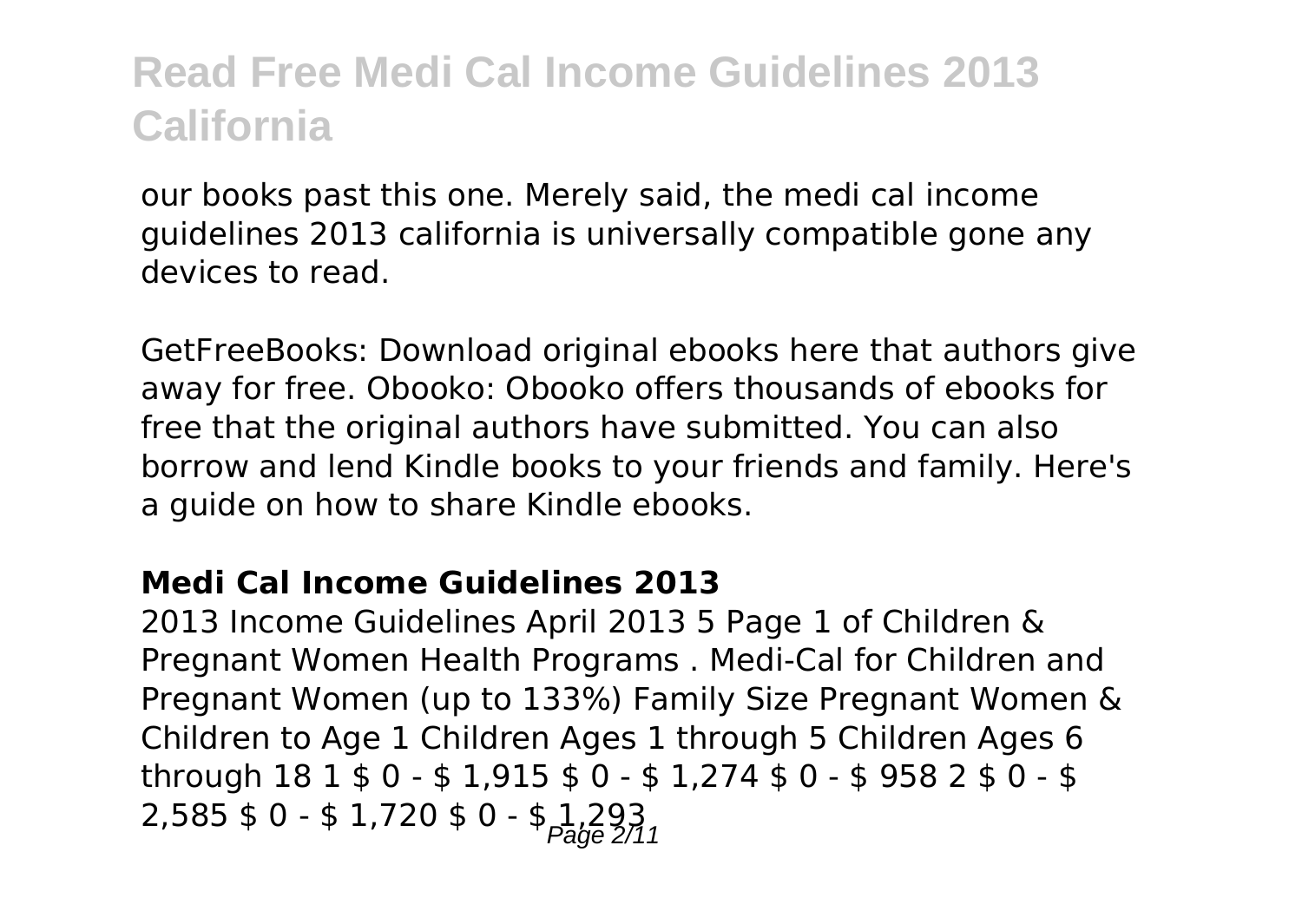our books past this one. Merely said, the medi cal income guidelines 2013 california is universally compatible gone any devices to read.

GetFreeBooks: Download original ebooks here that authors give away for free. Obooko: Obooko offers thousands of ebooks for free that the original authors have submitted. You can also borrow and lend Kindle books to your friends and family. Here's a guide on how to share Kindle ebooks.

### Medi Cal Income Guidelines 2013

2013 Income Guidelines April 2013 5 Page 1 of Children & Pregnant Women Health Programs . Medi-Cal for Children and Pregnant Women (up to 133%) Family Size Pregnant Women & Children to Age 1 Children Ages 1 through 5 Children Ages 6 through 18 1 $ 0 - $ 1,915 $ 0 - $ 1,274 $ 0 - $ 958 2 $ 0 - $ 2,585 $ 0 - $ 1,720 $ 0 - $ 1,293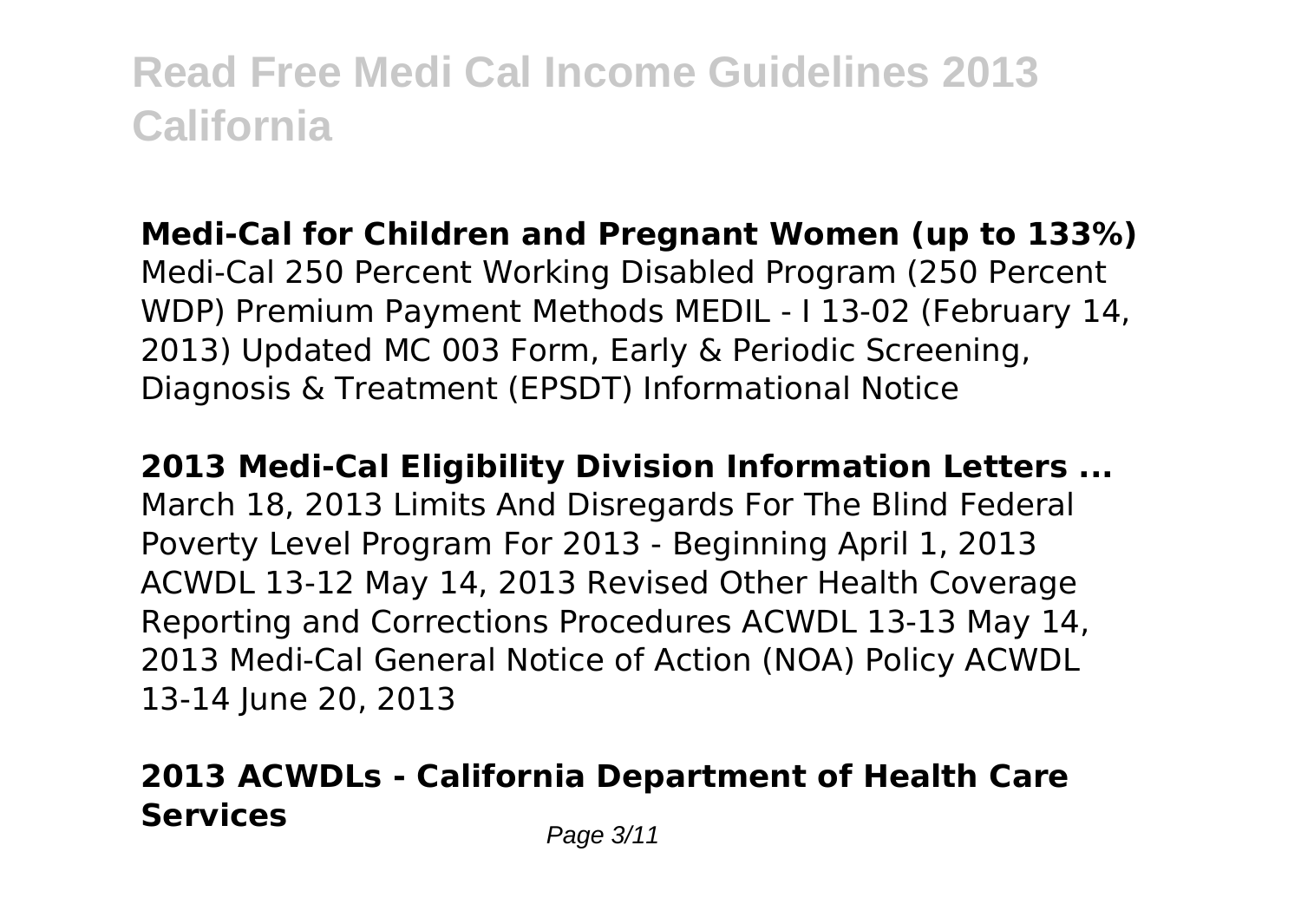**Medi-Cal for Children and Pregnant Women (up to 133%)**
Medi-Cal 250 Percent Working Disabled Program (250 Percent WDP) Premium Payment Methods MEDIL - I 13-02 (February 14, 2013) Updated MC 003 Form, Early & Periodic Screening, Diagnosis & Treatment (EPSDT) Informational Notice

**2013 Medi-Cal Eligibility Division Information Letters ...**
March 18, 2013 Limits And Disregards For The Blind Federal Poverty Level Program For 2013 - Beginning April 1, 2013 ACWDL 13-12 May 14, 2013 Revised Other Health Coverage Reporting and Corrections Procedures ACWDL 13-13 May 14, 2013 Medi-Cal General Notice of Action (NOA) Policy ACWDL 13-14 June 20, 2013

## 2013 ACWDLs - California Department of Health Care Services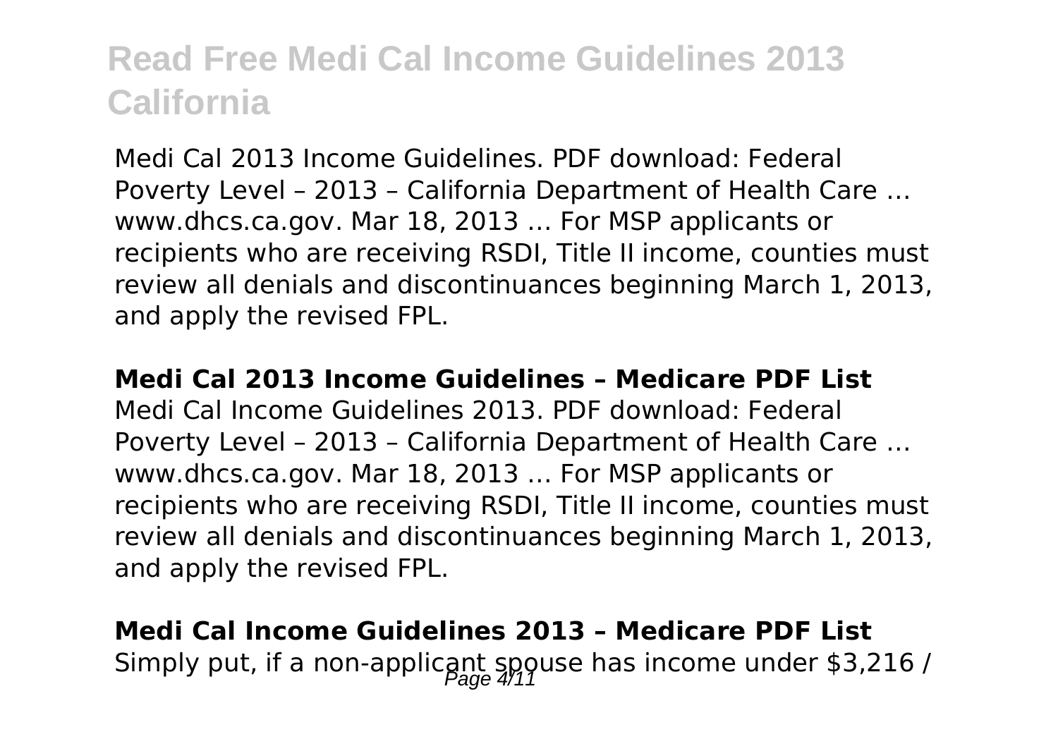Medi Cal 2013 Income Guidelines. PDF download: Federal Poverty Level – 2013 – California Department of Health Care … www.dhcs.ca.gov. Mar 18, 2013 … For MSP applicants or recipients who are receiving RSDI, Title II income, counties must review all denials and discontinuances beginning March 1, 2013, and apply the revised FPL.

**Medi Cal 2013 Income Guidelines – Medicare PDF List**

Medi Cal Income Guidelines 2013. PDF download: Federal Poverty Level – 2013 – California Department of Health Care … www.dhcs.ca.gov. Mar 18, 2013 … For MSP applicants or recipients who are receiving RSDI, Title II income, counties must review all denials and discontinuances beginning March 1, 2013, and apply the revised FPL.

**Medi Cal Income Guidelines 2013 – Medicare PDF List**

Simply put, if a non-applicant spouse has income under $3,216 /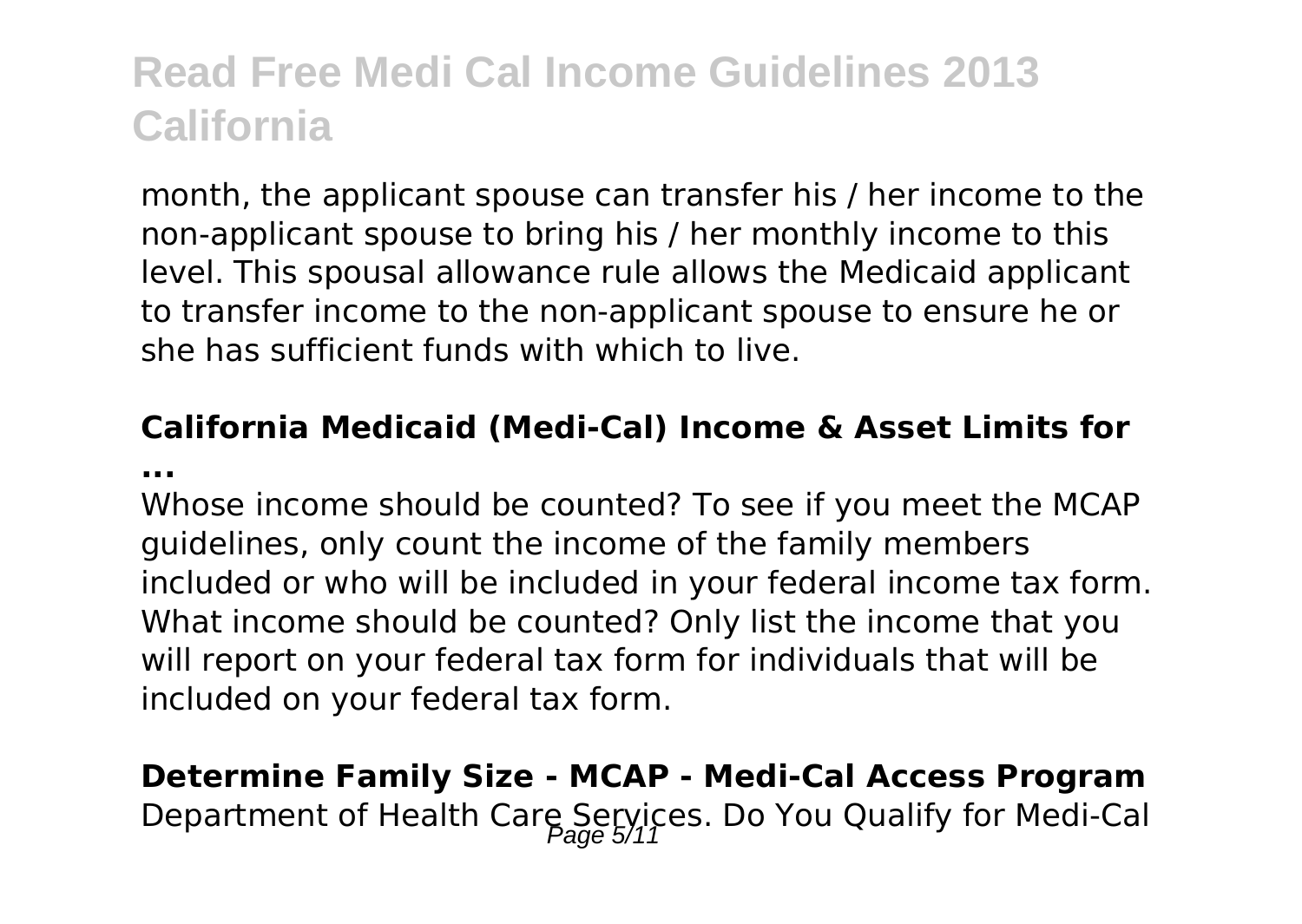month, the applicant spouse can transfer his / her income to the non-applicant spouse to bring his / her monthly income to this level. This spousal allowance rule allows the Medicaid applicant to transfer income to the non-applicant spouse to ensure he or she has sufficient funds with which to live.

### **California Medicaid (Medi-Cal) Income & Asset Limits for ...**

Whose income should be counted? To see if you meet the MCAP guidelines, only count the income of the family members included or who will be included in your federal income tax form. What income should be counted? Only list the income that you will report on your federal tax form for individuals that will be included on your federal tax form.

### **Determine Family Size - MCAP - Medi-Cal Access Program**

Department of Health Care Services. Do You Qualify for Medi-Cal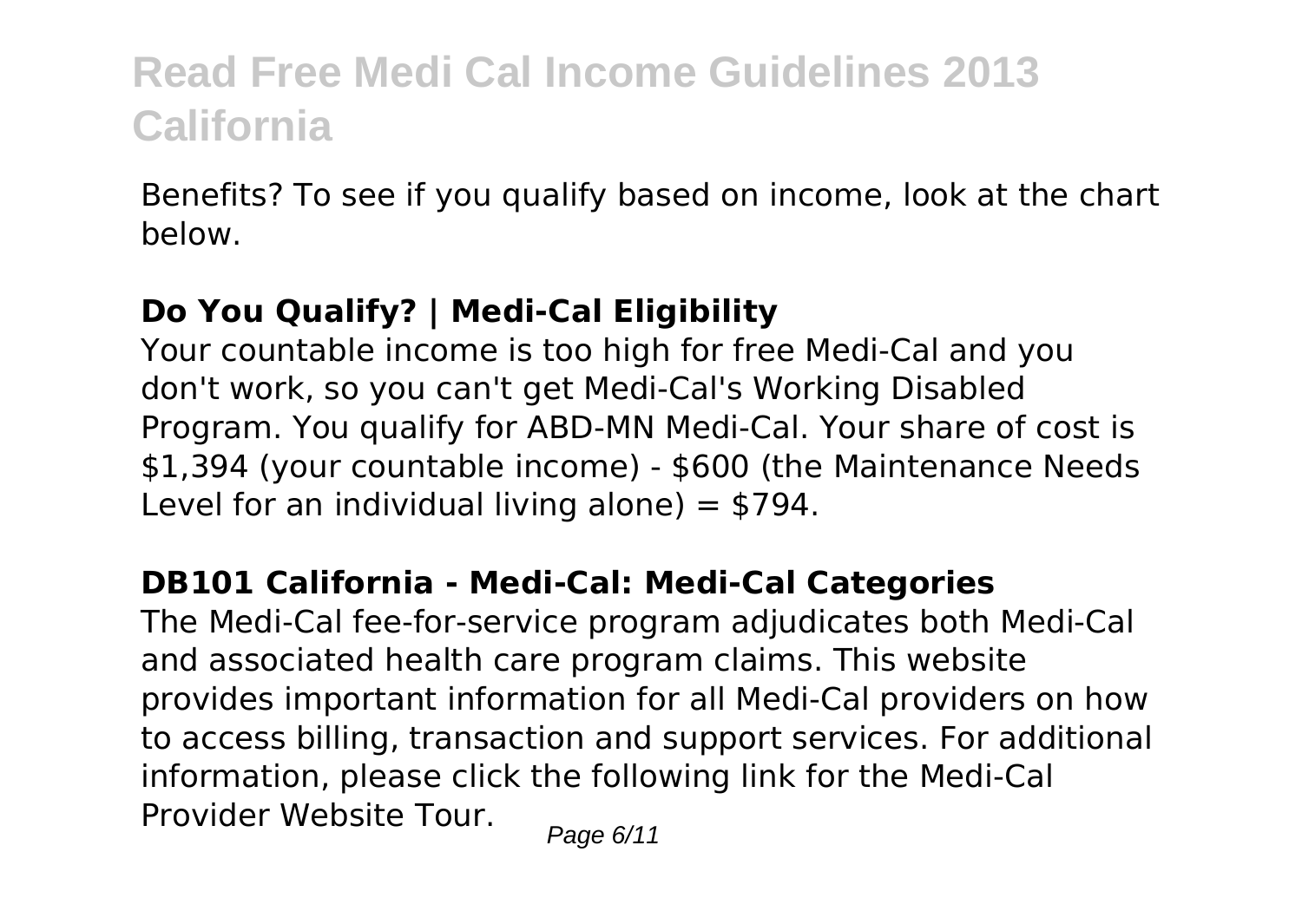Benefits? To see if you qualify based on income, look at the chart below.

### Do You Qualify? | Medi-Cal Eligibility

Your countable income is too high for free Medi-Cal and you don't work, so you can't get Medi-Cal's Working Disabled Program. You qualify for ABD-MN Medi-Cal. Your share of cost is $1,394 (your countable income) - $600 (the Maintenance Needs Level for an individual living alone) = $794.

### DB101 California - Medi-Cal: Medi-Cal Categories

The Medi-Cal fee-for-service program adjudicates both Medi-Cal and associated health care program claims. This website provides important information for all Medi-Cal providers on how to access billing, transaction and support services. For additional information, please click the following link for the Medi-Cal Provider Website Tour.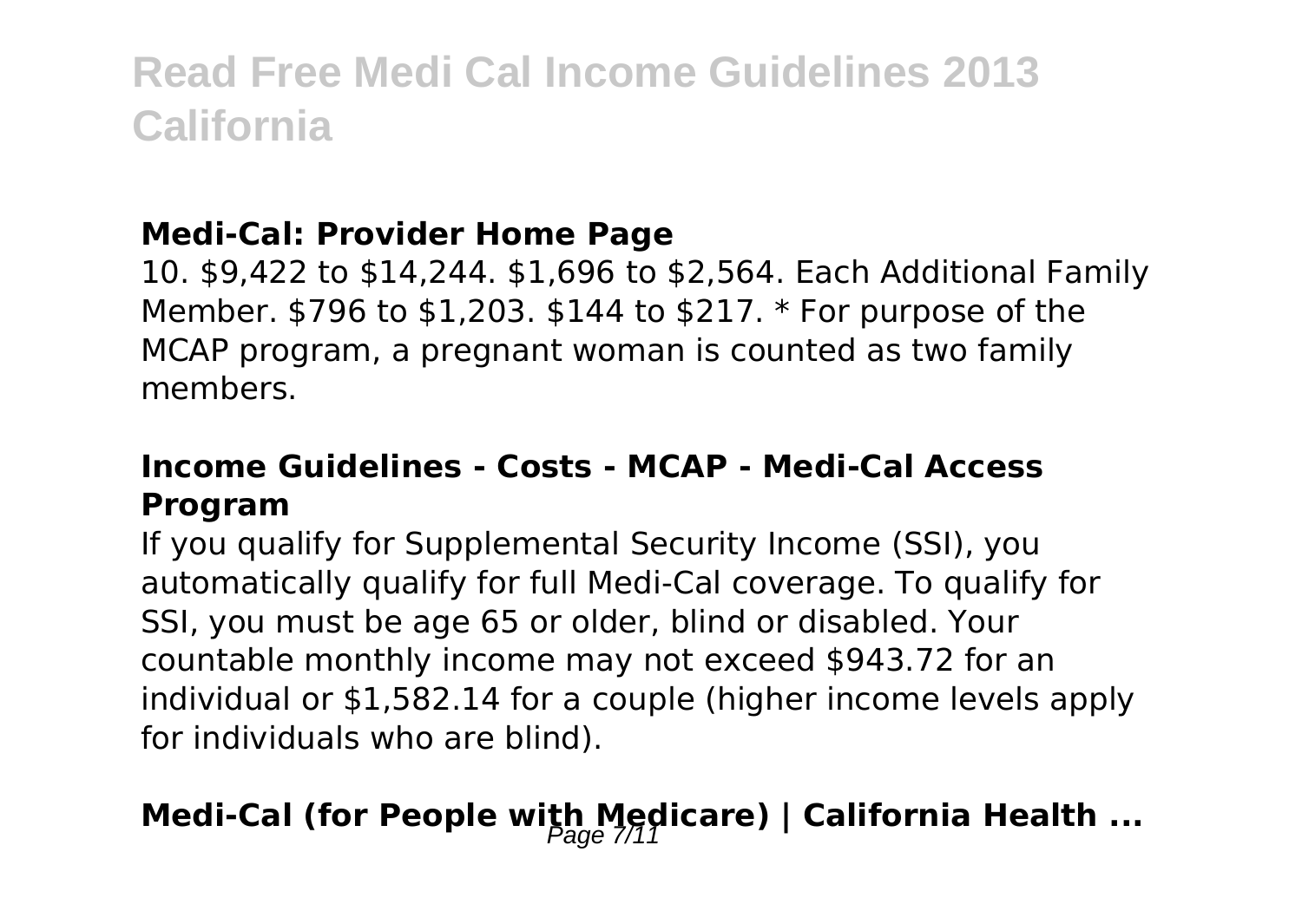### **Medi-Cal: Provider Home Page**

10. $9,422 to $14,244. $1,696 to $2,564. Each Additional Family Member. $796 to $1,203. $144 to $217. * For purpose of the MCAP program, a pregnant woman is counted as two family members.

### **Income Guidelines - Costs - MCAP - Medi-Cal Access Program**

If you qualify for Supplemental Security Income (SSI), you automatically qualify for full Medi-Cal coverage. To qualify for SSI, you must be age 65 or older, blind or disabled. Your countable monthly income may not exceed $943.72 for an individual or $1,582.14 for a couple (higher income levels apply for individuals who are blind).

## **Medi-Cal (for People with Medicare) | California Health ...**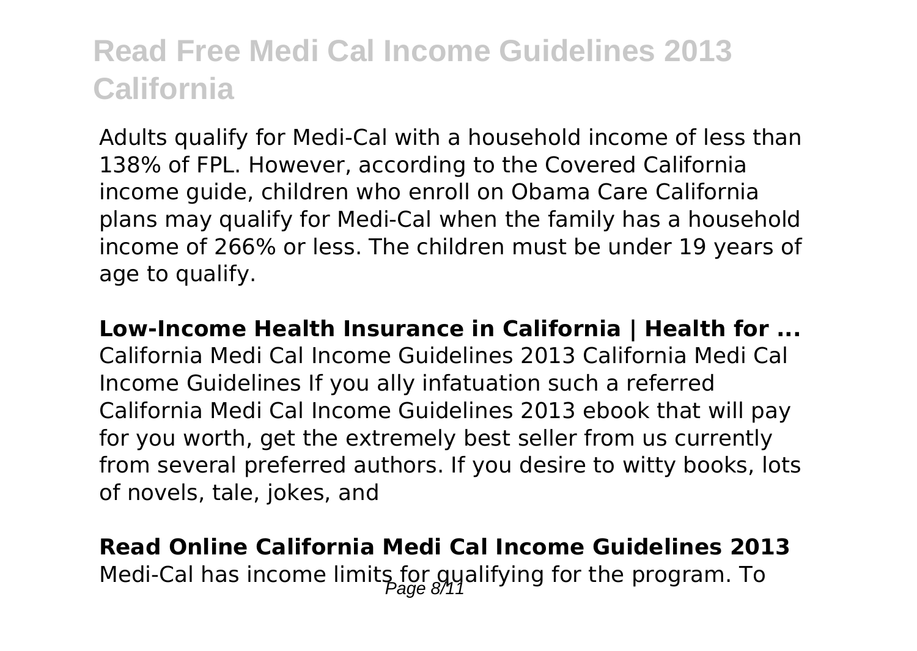Adults qualify for Medi-Cal with a household income of less than 138% of FPL. However, according to the Covered California income guide, children who enroll on Obama Care California plans may qualify for Medi-Cal when the family has a household income of 266% or less. The children must be under 19 years of age to qualify.

**Low-Income Health Insurance in California | Health for ...**
California Medi Cal Income Guidelines 2013 California Medi Cal Income Guidelines If you ally infatuation such a referred California Medi Cal Income Guidelines 2013 ebook that will pay for you worth, get the extremely best seller from us currently from several preferred authors. If you desire to witty books, lots of novels, tale, jokes, and

**Read Online California Medi Cal Income Guidelines 2013**
Medi-Cal has income limits for qualifying for the program. To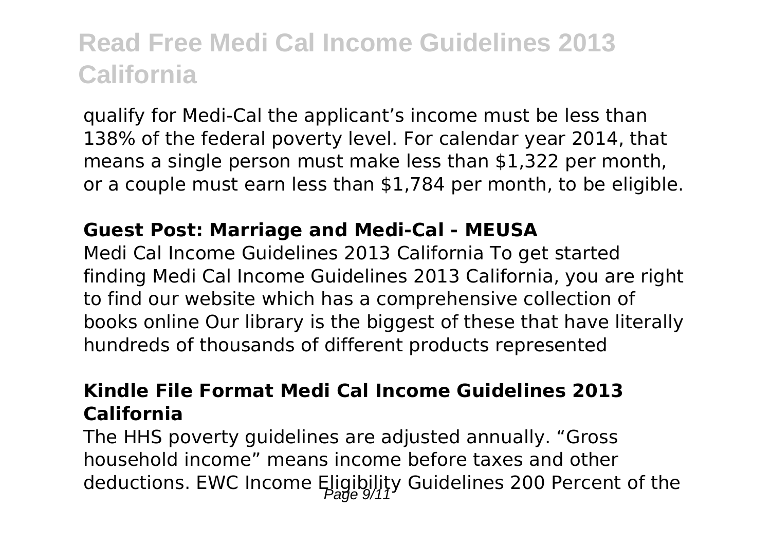qualify for Medi-Cal the applicant's income must be less than 138% of the federal poverty level. For calendar year 2014, that means a single person must make less than $1,322 per month, or a couple must earn less than $1,784 per month, to be eligible.

### Guest Post: Marriage and Medi-Cal - MEUSA

Medi Cal Income Guidelines 2013 California To get started finding Medi Cal Income Guidelines 2013 California, you are right to find our website which has a comprehensive collection of books online Our library is the biggest of these that have literally hundreds of thousands of different products represented

### Kindle File Format Medi Cal Income Guidelines 2013 California

The HHS poverty guidelines are adjusted annually. "Gross household income" means income before taxes and other deductions. EWC Income Eligibility Guidelines 200 Percent of the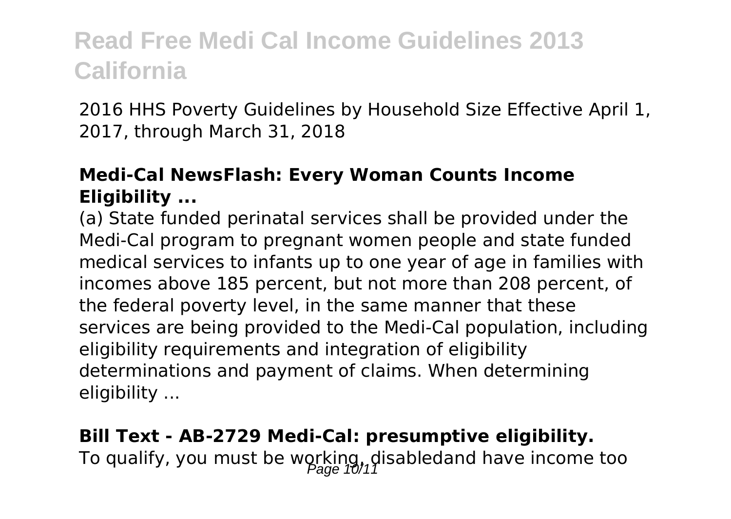2016 HHS Poverty Guidelines by Household Size Effective April 1, 2017, through March 31, 2018

**Medi-Cal NewsFlash: Every Woman Counts Income Eligibility ...**

(a) State funded perinatal services shall be provided under the Medi-Cal program to pregnant women people and state funded medical services to infants up to one year of age in families with incomes above 185 percent, but not more than 208 percent, of the federal poverty level, in the same manner that these services are being provided to the Medi-Cal population, including eligibility requirements and integration of eligibility determinations and payment of claims. When determining eligibility ...

**Bill Text - AB-2729 Medi-Cal: presumptive eligibility.**

To qualify, you must be working, disabledand have income too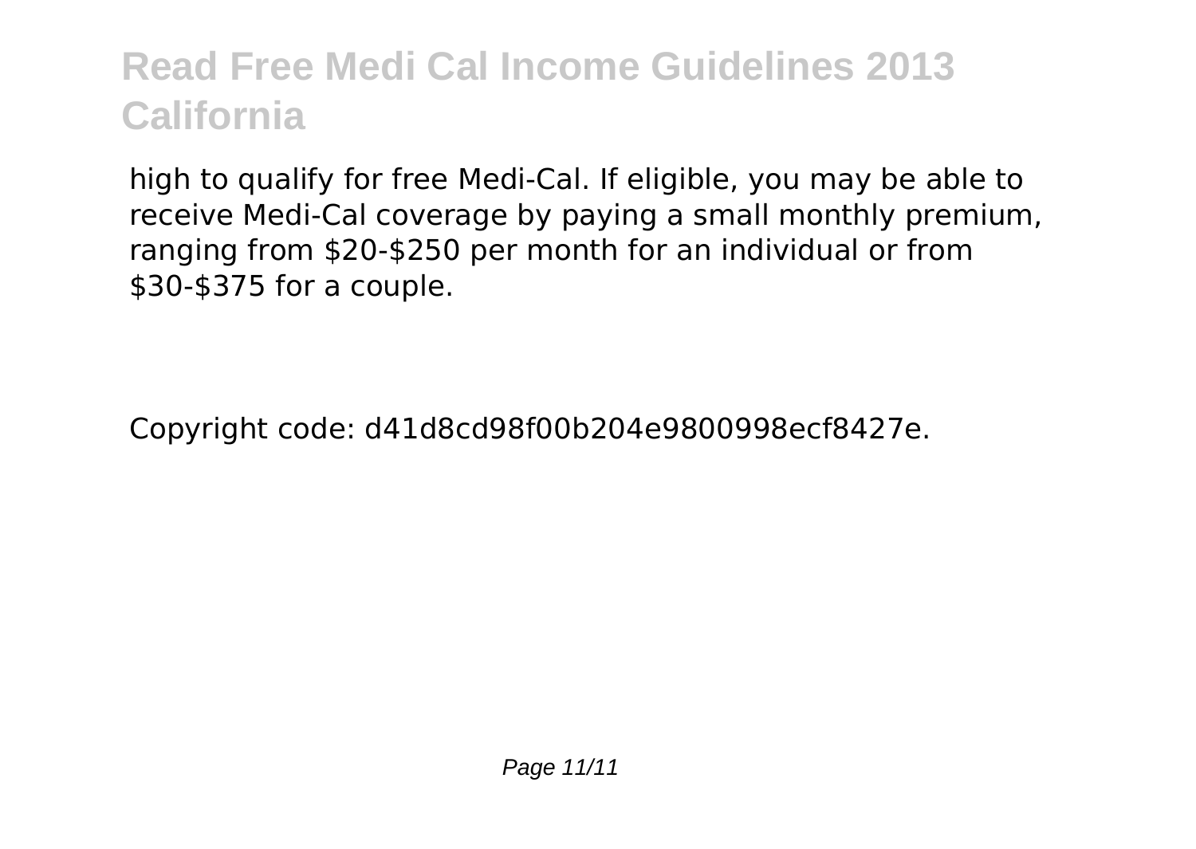high to qualify for free Medi-Cal. If eligible, you may be able to receive Medi-Cal coverage by paying a small monthly premium, ranging from $20-$250 per month for an individual or from $30-$375 for a couple.

Copyright code: d41d8cd98f00b204e9800998ecf8427e.